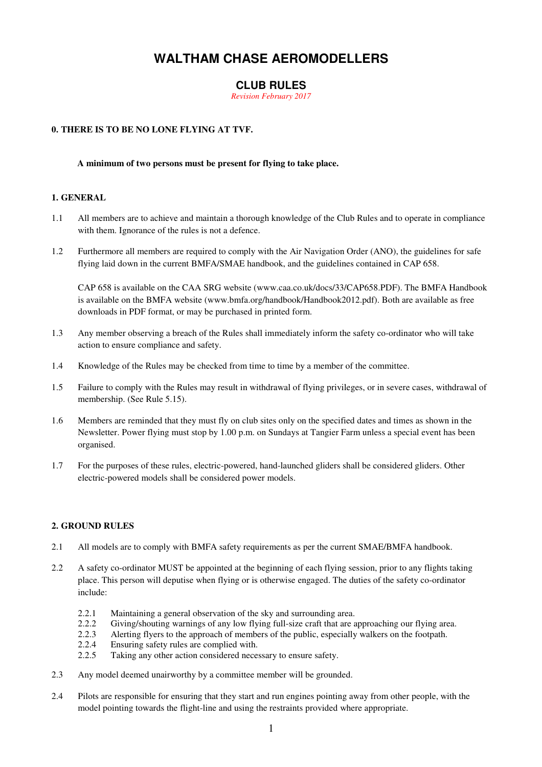# WALTHAM CHASE AEROMODELLERS

## CLUB RULES

*Revision February 2017*

**0. THERE IS TO BE NO LONE FLYING AT TVF.**

**A minimum of two persons must be present for flying to take place.**

**1. GENERAL**

1.1 All members are to achieve and maintain a thorough knowledge of the Club Rules and to operate in compliance with them. Ignorance of the rules is not a defence.

1.2 Furthermore all members are required to comply with the Air Navigation Order (ANO), the guidelines for safe flying laid down in the current BMFA/SMAE handbook, and the guidelines contained in CAP 658.

CAP 658 is available on the CAA SRG website (www.caa.co.uk/docs/33/CAP658.PDF). The BMFA Handbook is available on the BMFA website (www.bmfa.org/handbook/Handbook2012.pdf). Both are available as free downloads in PDF format, or may be purchased in printed form.

1.3 Any member observing a breach of the Rules shall immediately inform the safety co-ordinator who will take action to ensure compliance and safety.

1.4 Knowledge of the Rules may be checked from time to time by a member of the committee.

1.5 Failure to comply with the Rules may result in withdrawal of flying privileges, or in severe cases, withdrawal of membership. (See Rule 5.15).

1.6 Members are reminded that they must fly on club sites only on the specified dates and times as shown in the Newsletter. Power flying must stop by 1.00 p.m. on Sundays at Tangier Farm unless a special event has been organised.

1.7 For the purposes of these rules, electric-powered, hand-launched gliders shall be considered gliders. Other electric-powered models shall be considered power models.

**2. GROUND RULES**

2.1 All models are to comply with BMFA safety requirements as per the current SMAE/BMFA handbook.

2.2 A safety co-ordinator MUST be appointed at the beginning of each flying session, prior to any flights taking place. This person will deputise when flying or is otherwise engaged. The duties of the safety co-ordinator include:

- 2.2.1 Maintaining a general observation of the sky and surrounding area.
- 2.2.2 Giving/shouting warnings of any low flying full-size craft that are approaching our flying area.
- 2.2.3 Alerting flyers to the approach of members of the public, especially walkers on the footpath.
- 2.2.4 Ensuring safety rules are complied with.
- 2.2.5 Taking any other action considered necessary to ensure safety.

2.3 Any model deemed unairworthy by a committee member will be grounded.

2.4 Pilots are responsible for ensuring that they start and run engines pointing away from other people, with the model pointing towards the flight-line and using the restraints provided where appropriate.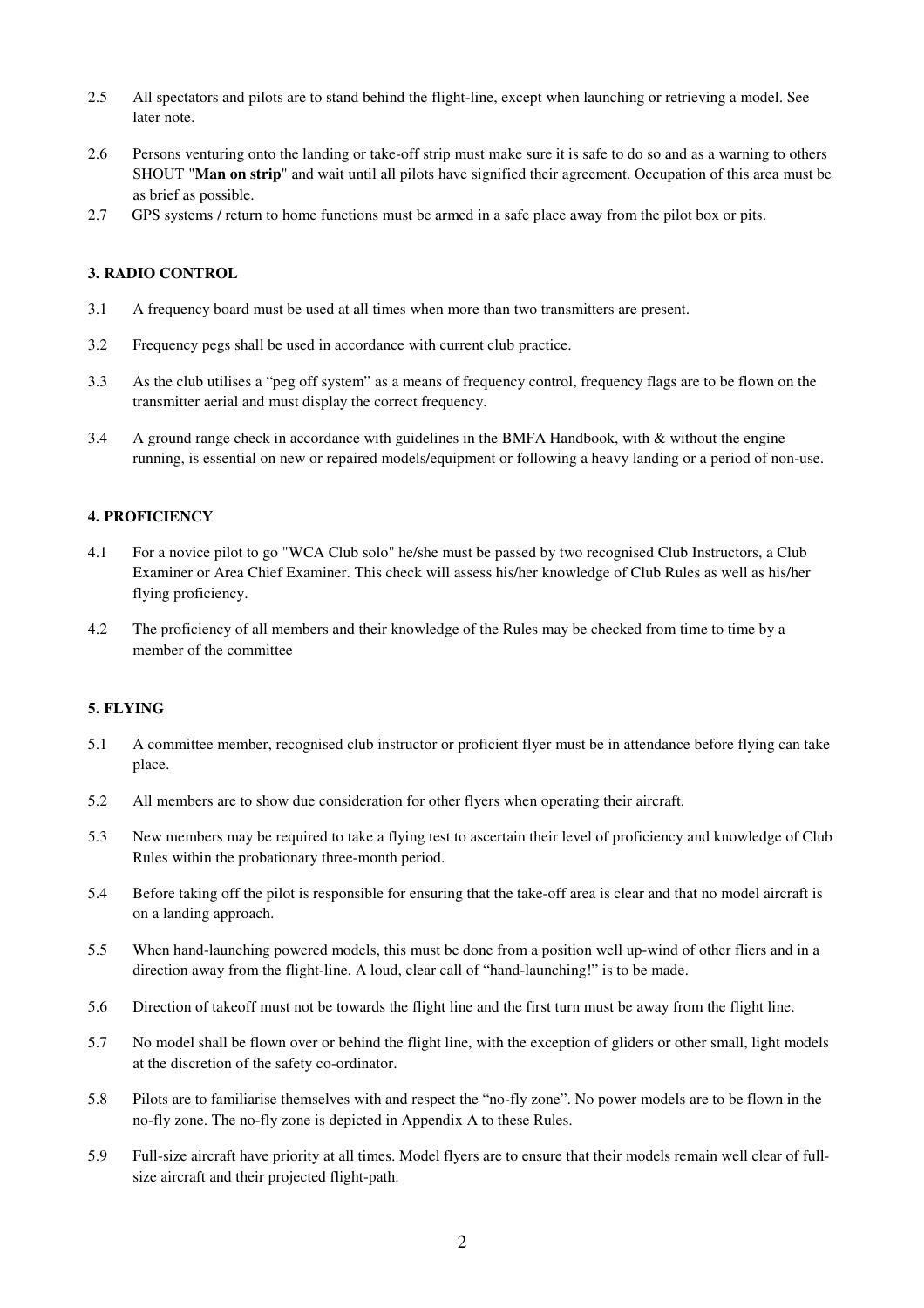2.5 All spectators and pilots are to stand behind the flight-line, except when launching or retrieving a model. See later note.

2.6 Persons venturing onto the landing or take-off strip must make sure it is safe to do so and as a warning to others SHOUT "**Man on strip**" and wait until all pilots have signified their agreement. Occupation of this area must be as brief as possible.

2.7 GPS systems / return to home functions must be armed in a safe place away from the pilot box or pits.

### 3. RADIO CONTROL

3.1 A frequency board must be used at all times when more than two transmitters are present.

3.2 Frequency pegs shall be used in accordance with current club practice.

3.3 As the club utilises a "peg off system" as a means of frequency control, frequency flags are to be flown on the transmitter aerial and must display the correct frequency.

3.4 A ground range check in accordance with guidelines in the BMFA Handbook, with & without the engine running, is essential on new or repaired models/equipment or following a heavy landing or a period of non-use.

### 4. PROFICIENCY

4.1 For a novice pilot to go "WCA Club solo" he/she must be passed by two recognised Club Instructors, a Club Examiner or Area Chief Examiner. This check will assess his/her knowledge of Club Rules as well as his/her flying proficiency.

4.2 The proficiency of all members and their knowledge of the Rules may be checked from time to time by a member of the committee

### 5. FLYING

5.1 A committee member, recognised club instructor or proficient flyer must be in attendance before flying can take place.

5.2 All members are to show due consideration for other flyers when operating their aircraft.

5.3 New members may be required to take a flying test to ascertain their level of proficiency and knowledge of Club Rules within the probationary three-month period.

5.4 Before taking off the pilot is responsible for ensuring that the take-off area is clear and that no model aircraft is on a landing approach.

5.5 When hand-launching powered models, this must be done from a position well up-wind of other fliers and in a direction away from the flight-line. A loud, clear call of "hand-launching!" is to be made.

5.6 Direction of takeoff must not be towards the flight line and the first turn must be away from the flight line.

5.7 No model shall be flown over or behind the flight line, with the exception of gliders or other small, light models at the discretion of the safety co-ordinator.

5.8 Pilots are to familiarise themselves with and respect the "no-fly zone". No power models are to be flown in the no-fly zone. The no-fly zone is depicted in Appendix A to these Rules.

5.9 Full-size aircraft have priority at all times. Model flyers are to ensure that their models remain well clear of full-size aircraft and their projected flight-path.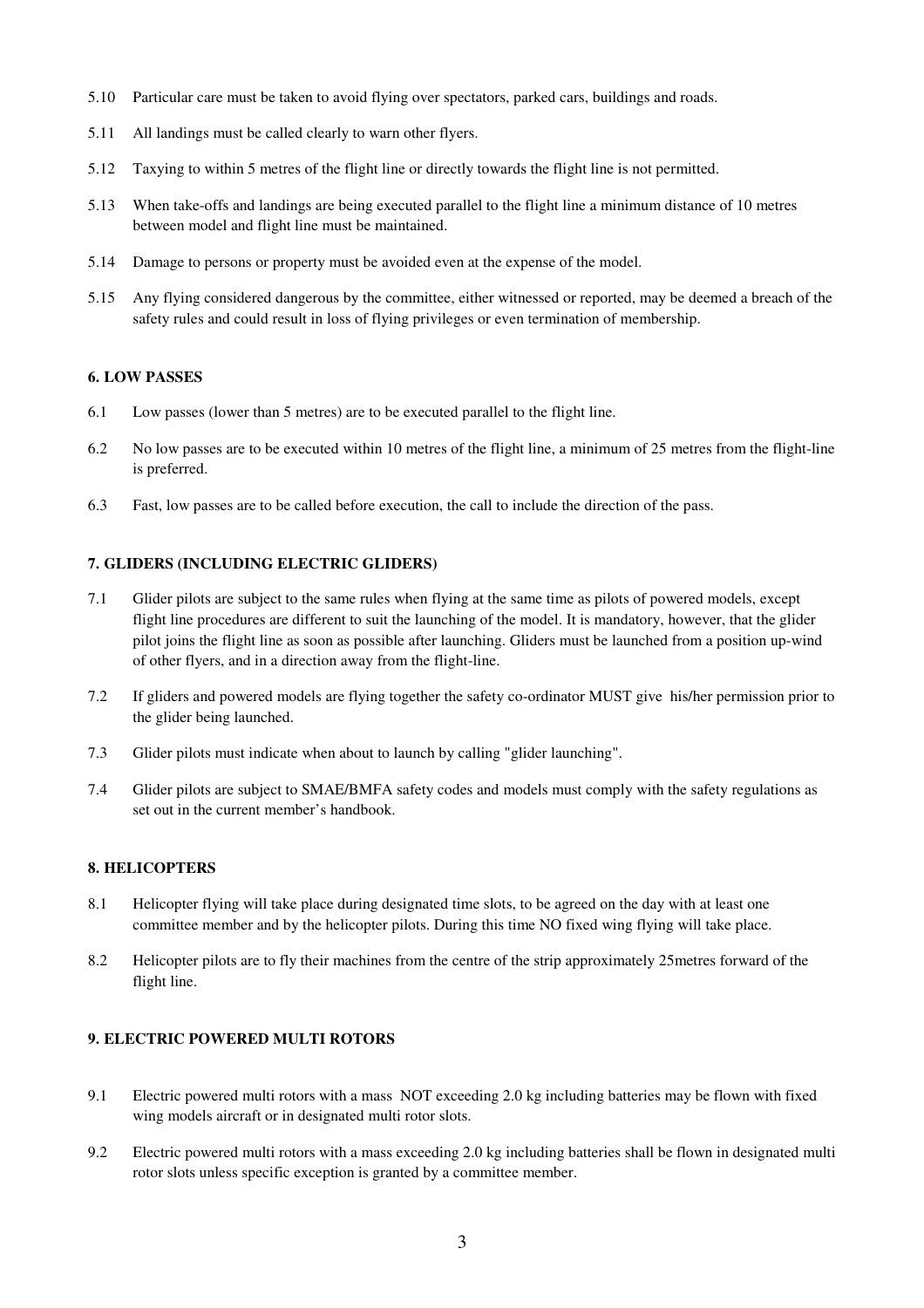5.10 Particular care must be taken to avoid flying over spectators, parked cars, buildings and roads.

5.11 All landings must be called clearly to warn other flyers.

5.12 Taxying to within 5 metres of the flight line or directly towards the flight line is not permitted.

5.13 When take-offs and landings are being executed parallel to the flight line a minimum distance of 10 metres between model and flight line must be maintained.

5.14 Damage to persons or property must be avoided even at the expense of the model.

5.15 Any flying considered dangerous by the committee, either witnessed or reported, may be deemed a breach of the safety rules and could result in loss of flying privileges or even termination of membership.

## 6. LOW PASSES

6.1 Low passes (lower than 5 metres) are to be executed parallel to the flight line.

6.2 No low passes are to be executed within 10 metres of the flight line, a minimum of 25 metres from the flight-line is preferred.

6.3 Fast, low passes are to be called before execution, the call to include the direction of the pass.

## 7. GLIDERS (INCLUDING ELECTRIC GLIDERS)

7.1 Glider pilots are subject to the same rules when flying at the same time as pilots of powered models, except flight line procedures are different to suit the launching of the model. It is mandatory, however, that the glider pilot joins the flight line as soon as possible after launching. Gliders must be launched from a position up-wind of other flyers, and in a direction away from the flight-line.

7.2 If gliders and powered models are flying together the safety co-ordinator MUST give his/her permission prior to the glider being launched.

7.3 Glider pilots must indicate when about to launch by calling "glider launching".

7.4 Glider pilots are subject to SMAE/BMFA safety codes and models must comply with the safety regulations as set out in the current member's handbook.

## 8. HELICOPTERS

8.1 Helicopter flying will take place during designated time slots, to be agreed on the day with at least one committee member and by the helicopter pilots. During this time NO fixed wing flying will take place.

8.2 Helicopter pilots are to fly their machines from the centre of the strip approximately 25metres forward of the flight line.

## 9. ELECTRIC POWERED MULTI ROTORS

9.1 Electric powered multi rotors with a mass NOT exceeding 2.0 kg including batteries may be flown with fixed wing models aircraft or in designated multi rotor slots.

9.2 Electric powered multi rotors with a mass exceeding 2.0 kg including batteries shall be flown in designated multi rotor slots unless specific exception is granted by a committee member.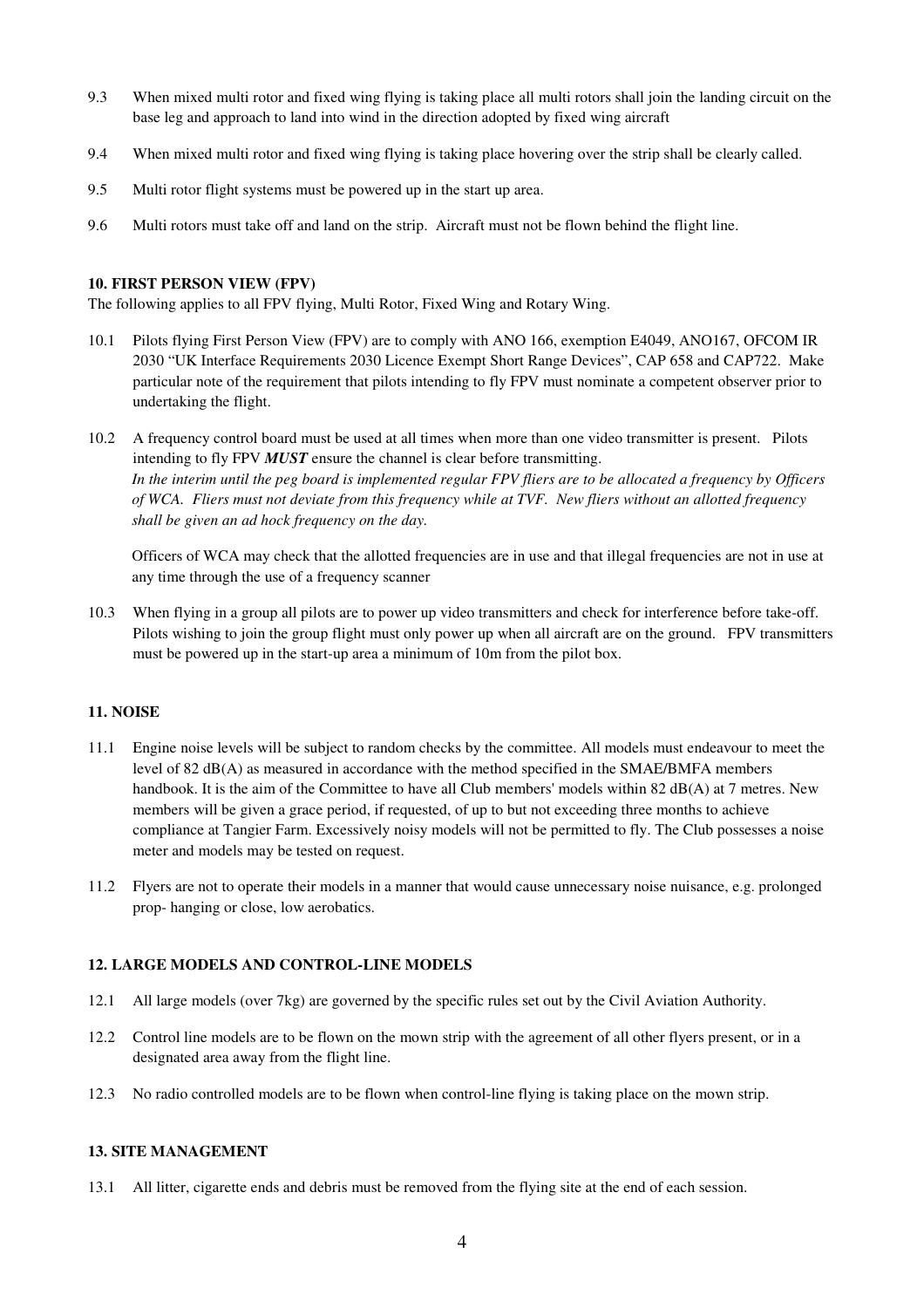9.3 When mixed multi rotor and fixed wing flying is taking place all multi rotors shall join the landing circuit on the base leg and approach to land into wind in the direction adopted by fixed wing aircraft

9.4 When mixed multi rotor and fixed wing flying is taking place hovering over the strip shall be clearly called.

9.5 Multi rotor flight systems must be powered up in the start up area.

9.6 Multi rotors must take off and land on the strip. Aircraft must not be flown behind the flight line.

**10. FIRST PERSON VIEW (FPV)**

The following applies to all FPV flying, Multi Rotor, Fixed Wing and Rotary Wing.

10.1 Pilots flying First Person View (FPV) are to comply with ANO 166, exemption E4049, ANO167, OFCOM IR 2030 "UK Interface Requirements 2030 Licence Exempt Short Range Devices", CAP 658 and CAP722. Make particular note of the requirement that pilots intending to fly FPV must nominate a competent observer prior to undertaking the flight.

10.2 A frequency control board must be used at all times when more than one video transmitter is present. Pilots intending to fly FPV ***MUST*** ensure the channel is clear before transmitting.
*In the interim until the peg board is implemented regular FPV fliers are to be allocated a frequency by Officers of WCA. Fliers must not deviate from this frequency while at TVF. New fliers without an allotted frequency shall be given an ad hock frequency on the day.*

Officers of WCA may check that the allotted frequencies are in use and that illegal frequencies are not in use at any time through the use of a frequency scanner

10.3 When flying in a group all pilots are to power up video transmitters and check for interference before take-off. Pilots wishing to join the group flight must only power up when all aircraft are on the ground. FPV transmitters must be powered up in the start-up area a minimum of 10m from the pilot box.

**11. NOISE**

11.1 Engine noise levels will be subject to random checks by the committee. All models must endeavour to meet the level of 82 dB(A) as measured in accordance with the method specified in the SMAE/BMFA members handbook. It is the aim of the Committee to have all Club members' models within 82 dB(A) at 7 metres. New members will be given a grace period, if requested, of up to but not exceeding three months to achieve compliance at Tangier Farm. Excessively noisy models will not be permitted to fly. The Club possesses a noise meter and models may be tested on request.

11.2 Flyers are not to operate their models in a manner that would cause unnecessary noise nuisance, e.g. prolonged prop- hanging or close, low aerobatics.

**12. LARGE MODELS AND CONTROL-LINE MODELS**

12.1 All large models (over 7kg) are governed by the specific rules set out by the Civil Aviation Authority.

12.2 Control line models are to be flown on the mown strip with the agreement of all other flyers present, or in a designated area away from the flight line.

12.3 No radio controlled models are to be flown when control-line flying is taking place on the mown strip.

**13. SITE MANAGEMENT**

13.1 All litter, cigarette ends and debris must be removed from the flying site at the end of each session.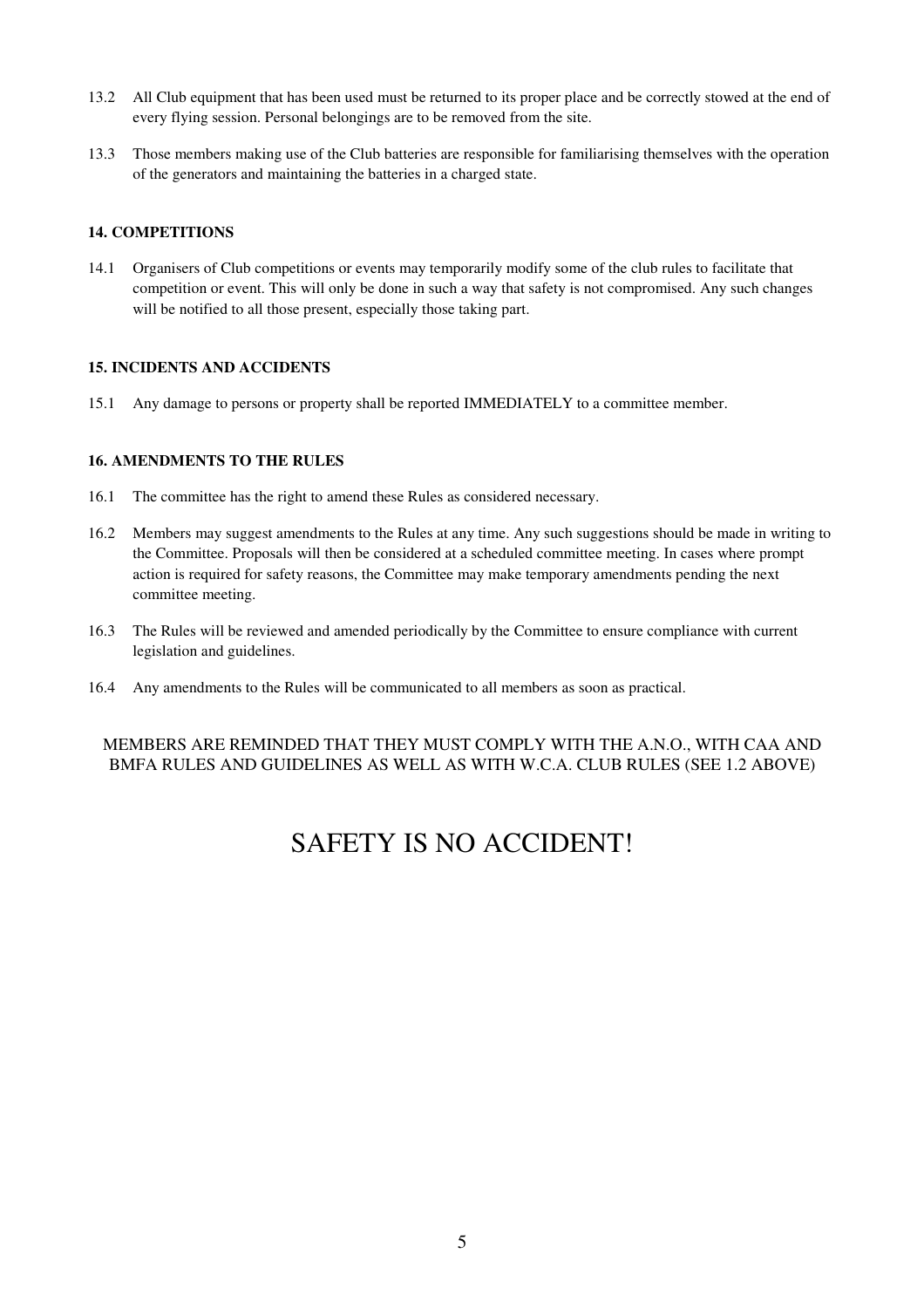13.2 All Club equipment that has been used must be returned to its proper place and be correctly stowed at the end of every flying session. Personal belongings are to be removed from the site.

13.3 Those members making use of the Club batteries are responsible for familiarising themselves with the operation of the generators and maintaining the batteries in a charged state.

### 14. COMPETITIONS

14.1 Organisers of Club competitions or events may temporarily modify some of the club rules to facilitate that competition or event. This will only be done in such a way that safety is not compromised. Any such changes will be notified to all those present, especially those taking part.

### 15. INCIDENTS AND ACCIDENTS

15.1 Any damage to persons or property shall be reported IMMEDIATELY to a committee member.

### 16. AMENDMENTS TO THE RULES

16.1 The committee has the right to amend these Rules as considered necessary.

16.2 Members may suggest amendments to the Rules at any time. Any such suggestions should be made in writing to the Committee. Proposals will then be considered at a scheduled committee meeting. In cases where prompt action is required for safety reasons, the Committee may make temporary amendments pending the next committee meeting.

16.3 The Rules will be reviewed and amended periodically by the Committee to ensure compliance with current legislation and guidelines.

16.4 Any amendments to the Rules will be communicated to all members as soon as practical.

MEMBERS ARE REMINDED THAT THEY MUST COMPLY WITH THE A.N.O., WITH CAA AND BMFA RULES AND GUIDELINES AS WELL AS WITH W.C.A. CLUB RULES (SEE 1.2 ABOVE)

# SAFETY IS NO ACCIDENT!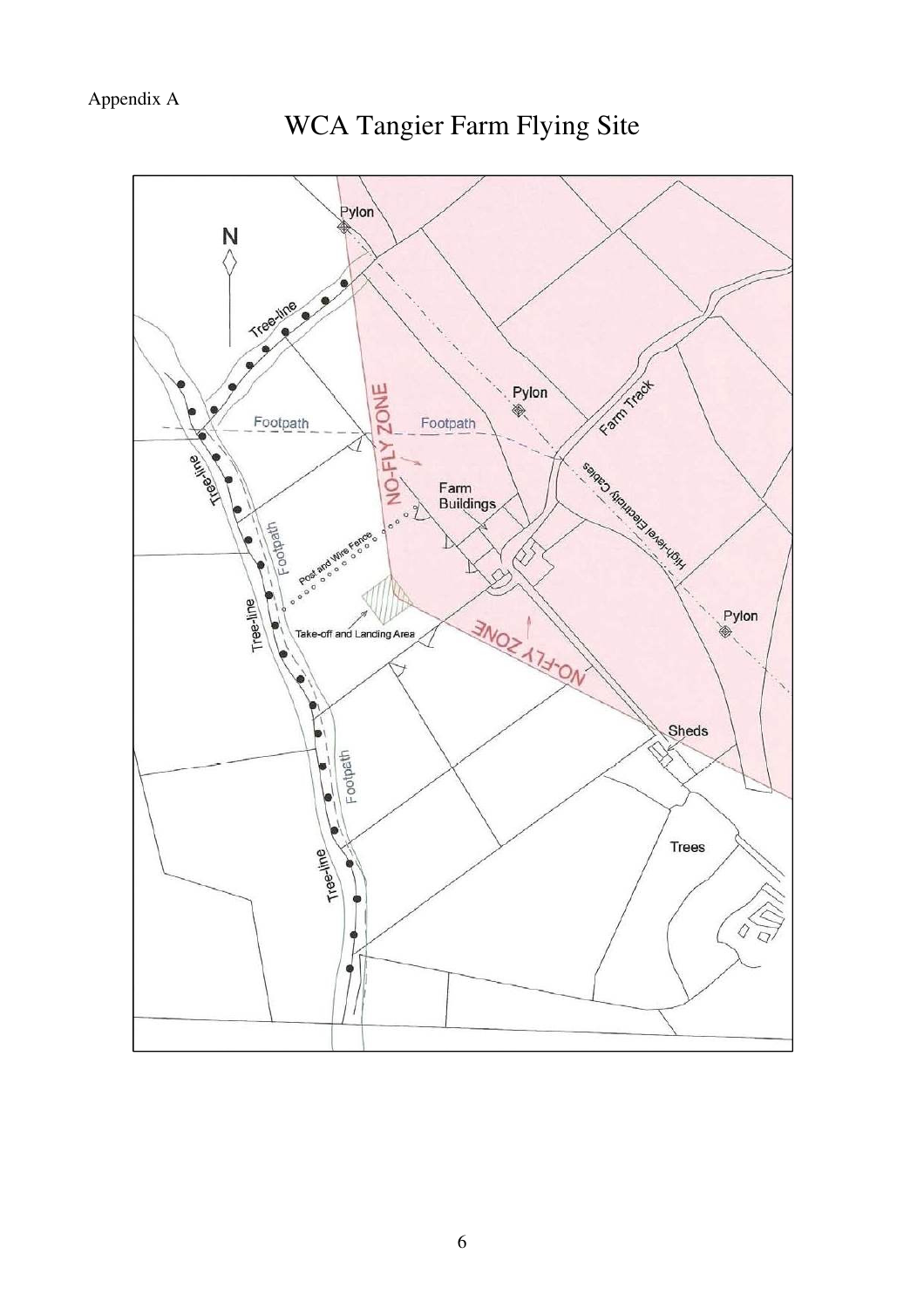Appendix A

# WCA Tangier Farm Flying Site

N

Pylon

Tree-line

Pylon

Farm Track

Footpath

NO-FLY ZONE

Footpath

Tree-line

Farm Buildings

High-level Electricity Cables

Footpath

Post and Wire Fence

Tree-line

Take-off and Landing Area

NO-FLY ZONE

Pylon

Sheds

Footpath

Trees

Tree-line